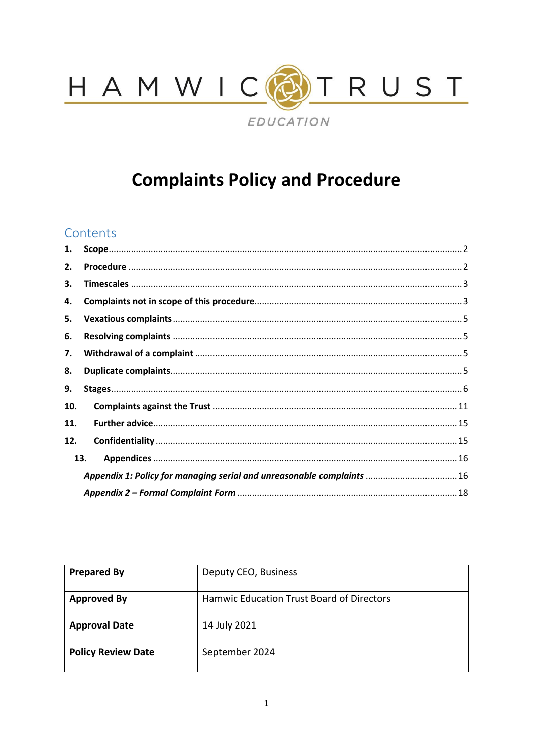HAMWIC TRUST

EDUCATION

# Complaints Policy and Procedure

## Contents

1. **Scope** ........ 2
2. **Procedure** ........ 2
3. **Timescales** ........ 3
4. **Complaints not in scope of this procedure** ........ 3
5. **Vexatious complaints** ........ 5
6. **Resolving complaints** ........ 5
7. **Withdrawal of a complaint** ........ 5
8. **Duplicate complaints** ........ 5
9. **Stages** ........ 6
10. **Complaints against the Trust** ........ 11
11. **Further advice** ........ 15
12. **Confidentiality** ........ 15
13. **Appendices** ........ 16

*Appendix 1: Policy for managing serial and unreasonable complaints* ........ 16

*Appendix 2 – Formal Complaint Form* ........ 18

| **Prepared By** | Deputy CEO, Business |
|---|---|
| **Approved By** | Hamwic Education Trust Board of Directors |
| **Approval Date** | 14 July 2021 |
| **Policy Review Date** | September 2024 |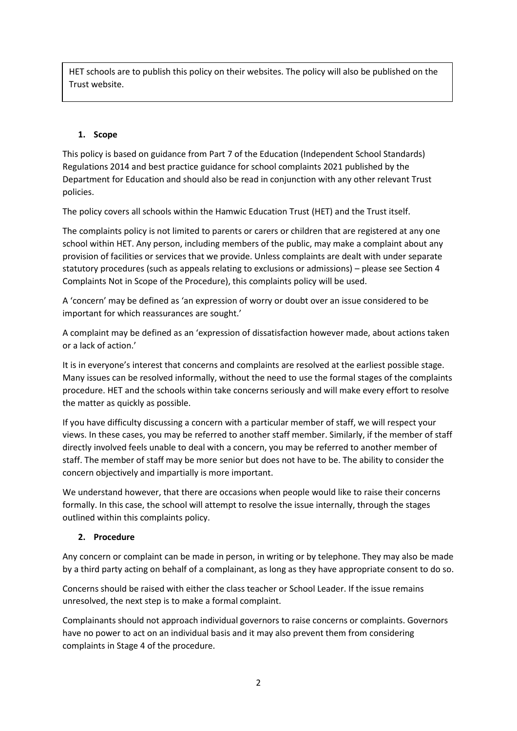HET schools are to publish this policy on their websites. The policy will also be published on the Trust website.

## 1. Scope

This policy is based on guidance from Part 7 of the Education (Independent School Standards) Regulations 2014 and best practice guidance for school complaints 2021 published by the Department for Education and should also be read in conjunction with any other relevant Trust policies.

The policy covers all schools within the Hamwic Education Trust (HET) and the Trust itself.

The complaints policy is not limited to parents or carers or children that are registered at any one school within HET. Any person, including members of the public, may make a complaint about any provision of facilities or services that we provide. Unless complaints are dealt with under separate statutory procedures (such as appeals relating to exclusions or admissions) – please see Section 4 Complaints Not in Scope of the Procedure), this complaints policy will be used.

A 'concern' may be defined as 'an expression of worry or doubt over an issue considered to be important for which reassurances are sought.'

A complaint may be defined as an 'expression of dissatisfaction however made, about actions taken or a lack of action.'

It is in everyone's interest that concerns and complaints are resolved at the earliest possible stage. Many issues can be resolved informally, without the need to use the formal stages of the complaints procedure. HET and the schools within take concerns seriously and will make every effort to resolve the matter as quickly as possible.

If you have difficulty discussing a concern with a particular member of staff, we will respect your views. In these cases, you may be referred to another staff member. Similarly, if the member of staff directly involved feels unable to deal with a concern, you may be referred to another member of staff. The member of staff may be more senior but does not have to be. The ability to consider the concern objectively and impartially is more important.

We understand however, that there are occasions when people would like to raise their concerns formally. In this case, the school will attempt to resolve the issue internally, through the stages outlined within this complaints policy.

## 2. Procedure

Any concern or complaint can be made in person, in writing or by telephone. They may also be made by a third party acting on behalf of a complainant, as long as they have appropriate consent to do so.

Concerns should be raised with either the class teacher or School Leader. If the issue remains unresolved, the next step is to make a formal complaint.

Complainants should not approach individual governors to raise concerns or complaints. Governors have no power to act on an individual basis and it may also prevent them from considering complaints in Stage 4 of the procedure.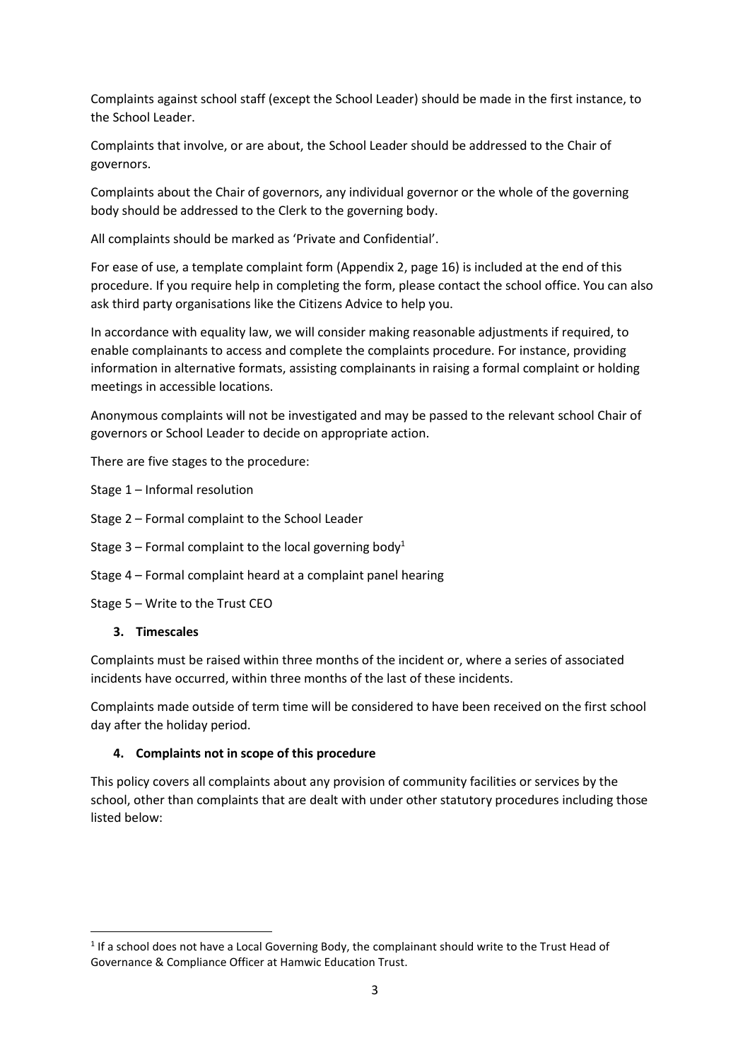Complaints against school staff (except the School Leader) should be made in the first instance, to the School Leader.

Complaints that involve, or are about, the School Leader should be addressed to the Chair of governors.

Complaints about the Chair of governors, any individual governor or the whole of the governing body should be addressed to the Clerk to the governing body.

All complaints should be marked as 'Private and Confidential'.

For ease of use, a template complaint form (Appendix 2, page 16) is included at the end of this procedure. If you require help in completing the form, please contact the school office. You can also ask third party organisations like the Citizens Advice to help you.

In accordance with equality law, we will consider making reasonable adjustments if required, to enable complainants to access and complete the complaints procedure. For instance, providing information in alternative formats, assisting complainants in raising a formal complaint or holding meetings in accessible locations.

Anonymous complaints will not be investigated and may be passed to the relevant school Chair of governors or School Leader to decide on appropriate action.

There are five stages to the procedure:

Stage 1 – Informal resolution

Stage 2 – Formal complaint to the School Leader

Stage 3 – Formal complaint to the local governing body[1]

Stage 4 – Formal complaint heard at a complaint panel hearing

Stage 5 – Write to the Trust CEO

### 3. Timescales

Complaints must be raised within three months of the incident or, where a series of associated incidents have occurred, within three months of the last of these incidents.

Complaints made outside of term time will be considered to have been received on the first school day after the holiday period.

### 4. Complaints not in scope of this procedure

This policy covers all complaints about any provision of community facilities or services by the school, other than complaints that are dealt with under other statutory procedures including those listed below:

---

[1] If a school does not have a Local Governing Body, the complainant should write to the Trust Head of Governance & Compliance Officer at Hamwic Education Trust.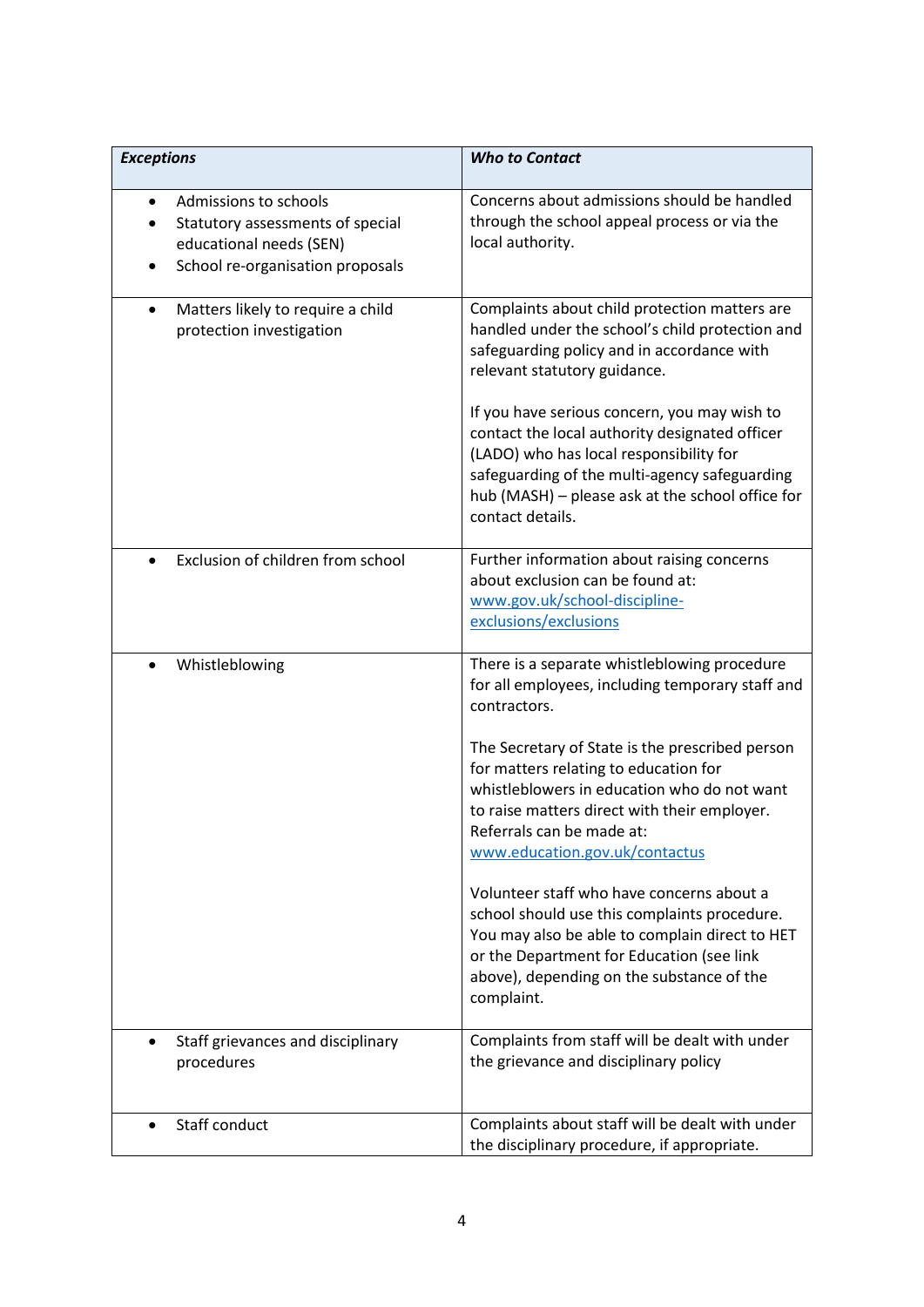| ***Exceptions*** | ***Who to Contact*** |
|---|---|
| • Admissions to schools<br>• Statutory assessments of special educational needs (SEN)<br>• School re-organisation proposals | Concerns about admissions should be handled through the school appeal process or via the local authority. |
| • Matters likely to require a child protection investigation | Complaints about child protection matters are handled under the school's child protection and safeguarding policy and in accordance with relevant statutory guidance.<br><br>If you have serious concern, you may wish to contact the local authority designated officer (LADO) who has local responsibility for safeguarding of the multi-agency safeguarding hub (MASH) – please ask at the school office for contact details. |
| • Exclusion of children from school | Further information about raising concerns about exclusion can be found at: [www.gov.uk/school-discipline-exclusions/exclusions](http://www.gov.uk/school-discipline-exclusions/exclusions) |
| • Whistleblowing | There is a separate whistleblowing procedure for all employees, including temporary staff and contractors.<br><br>The Secretary of State is the prescribed person for matters relating to education for whistleblowers in education who do not want to raise matters direct with their employer. Referrals can be made at: [www.education.gov.uk/contactus](http://www.education.gov.uk/contactus)<br><br>Volunteer staff who have concerns about a school should use this complaints procedure. You may also be able to complain direct to HET or the Department for Education (see link above), depending on the substance of the complaint. |
| • Staff grievances and disciplinary procedures | Complaints from staff will be dealt with under the grievance and disciplinary policy |
| • Staff conduct | Complaints about staff will be dealt with under the disciplinary procedure, if appropriate. |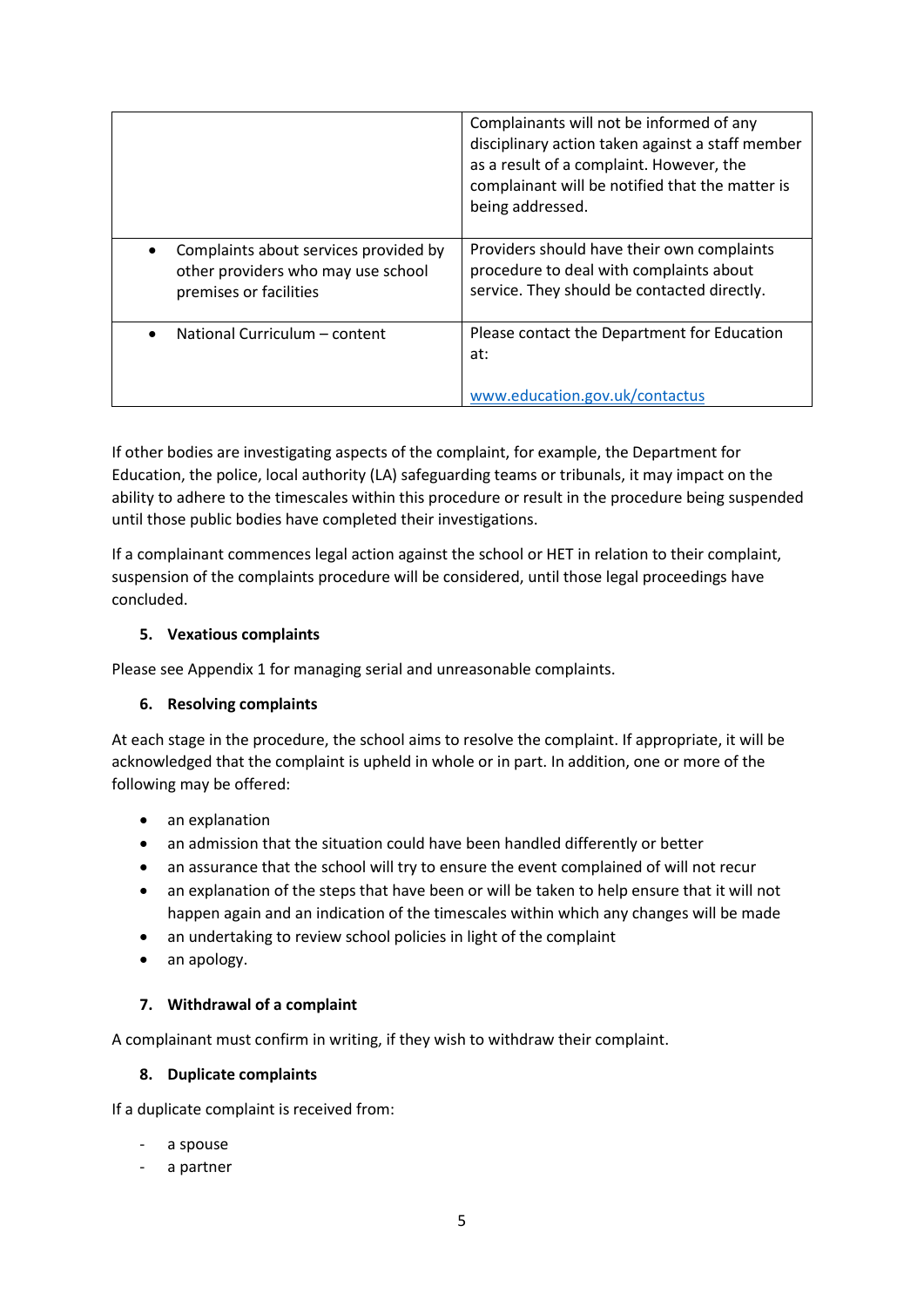| | |
|---|---|
| | Complainants will not be informed of any disciplinary action taken against a staff member as a result of a complaint. However, the complainant will be notified that the matter is being addressed. |
| • Complaints about services provided by other providers who may use school premises or facilities | Providers should have their own complaints procedure to deal with complaints about service. They should be contacted directly. |
| • National Curriculum – content | Please contact the Department for Education at: www.education.gov.uk/contactus |

If other bodies are investigating aspects of the complaint, for example, the Department for Education, the police, local authority (LA) safeguarding teams or tribunals, it may impact on the ability to adhere to the timescales within this procedure or result in the procedure being suspended until those public bodies have completed their investigations.

If a complainant commences legal action against the school or HET in relation to their complaint, suspension of the complaints procedure will be considered, until those legal proceedings have concluded.

## 5. Vexatious complaints

Please see Appendix 1 for managing serial and unreasonable complaints.

## 6. Resolving complaints

At each stage in the procedure, the school aims to resolve the complaint. If appropriate, it will be acknowledged that the complaint is upheld in whole or in part. In addition, one or more of the following may be offered:

- an explanation
- an admission that the situation could have been handled differently or better
- an assurance that the school will try to ensure the event complained of will not recur
- an explanation of the steps that have been or will be taken to help ensure that it will not happen again and an indication of the timescales within which any changes will be made
- an undertaking to review school policies in light of the complaint
- an apology.

## 7. Withdrawal of a complaint

A complainant must confirm in writing, if they wish to withdraw their complaint.

## 8. Duplicate complaints

If a duplicate complaint is received from:

- a spouse
- a partner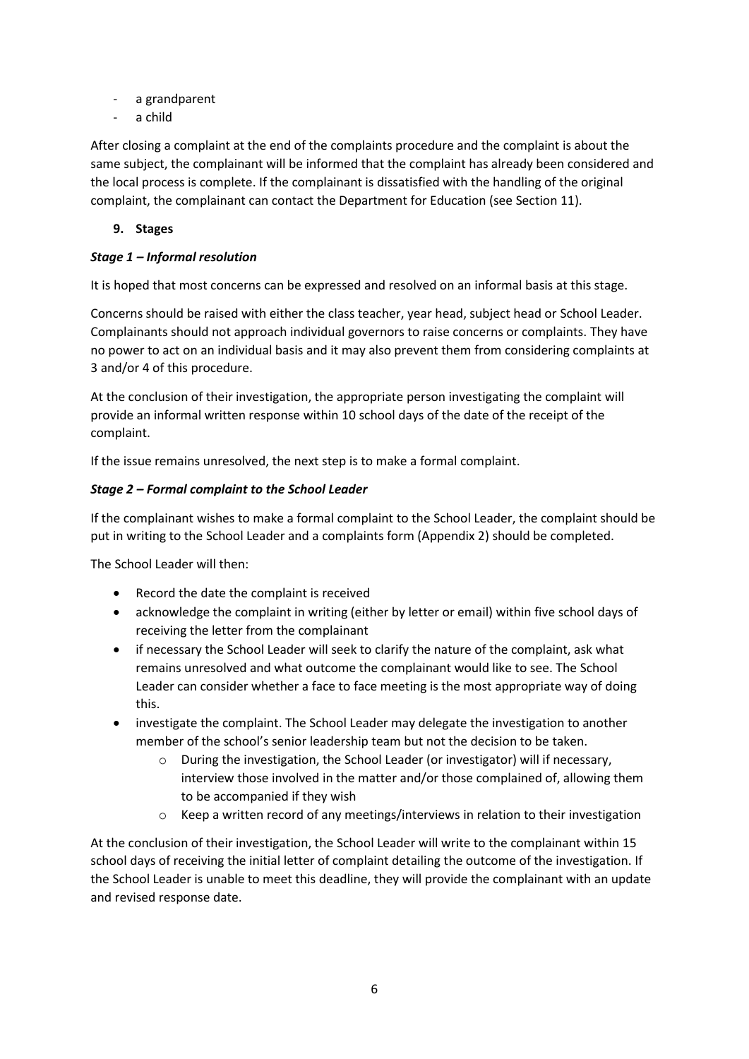- a grandparent
- a child

After closing a complaint at the end of the complaints procedure and the complaint is about the same subject, the complainant will be informed that the complaint has already been considered and the local process is complete. If the complainant is dissatisfied with the handling of the original complaint, the complainant can contact the Department for Education (see Section 11).

## 9. Stages

### *Stage 1 – Informal resolution*

It is hoped that most concerns can be expressed and resolved on an informal basis at this stage.

Concerns should be raised with either the class teacher, year head, subject head or School Leader. Complainants should not approach individual governors to raise concerns or complaints. They have no power to act on an individual basis and it may also prevent them from considering complaints at 3 and/or 4 of this procedure.

At the conclusion of their investigation, the appropriate person investigating the complaint will provide an informal written response within 10 school days of the date of the receipt of the complaint.

If the issue remains unresolved, the next step is to make a formal complaint.

### *Stage 2 – Formal complaint to the School Leader*

If the complainant wishes to make a formal complaint to the School Leader, the complaint should be put in writing to the School Leader and a complaints form (Appendix 2) should be completed.

The School Leader will then:

- Record the date the complaint is received
- acknowledge the complaint in writing (either by letter or email) within five school days of receiving the letter from the complainant
- if necessary the School Leader will seek to clarify the nature of the complaint, ask what remains unresolved and what outcome the complainant would like to see. The School Leader can consider whether a face to face meeting is the most appropriate way of doing this.
- investigate the complaint. The School Leader may delegate the investigation to another member of the school's senior leadership team but not the decision to be taken.
    - During the investigation, the School Leader (or investigator) will if necessary, interview those involved in the matter and/or those complained of, allowing them to be accompanied if they wish
    - Keep a written record of any meetings/interviews in relation to their investigation

At the conclusion of their investigation, the School Leader will write to the complainant within 15 school days of receiving the initial letter of complaint detailing the outcome of the investigation. If the School Leader is unable to meet this deadline, they will provide the complainant with an update and revised response date.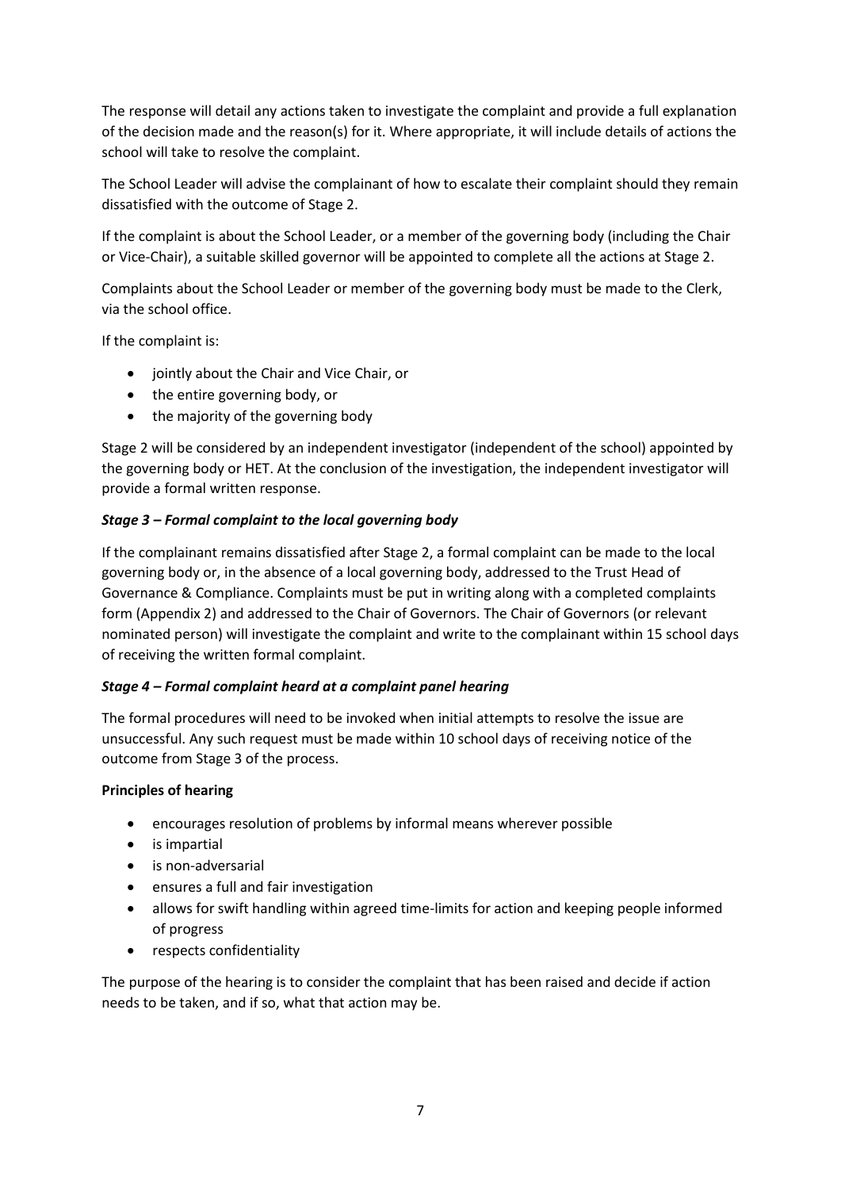The response will detail any actions taken to investigate the complaint and provide a full explanation of the decision made and the reason(s) for it. Where appropriate, it will include details of actions the school will take to resolve the complaint.

The School Leader will advise the complainant of how to escalate their complaint should they remain dissatisfied with the outcome of Stage 2.

If the complaint is about the School Leader, or a member of the governing body (including the Chair or Vice-Chair), a suitable skilled governor will be appointed to complete all the actions at Stage 2.

Complaints about the School Leader or member of the governing body must be made to the Clerk, via the school office.

If the complaint is:

- jointly about the Chair and Vice Chair, or
- the entire governing body, or
- the majority of the governing body

Stage 2 will be considered by an independent investigator (independent of the school) appointed by the governing body or HET. At the conclusion of the investigation, the independent investigator will provide a formal written response.

***Stage 3 – Formal complaint to the local governing body***

If the complainant remains dissatisfied after Stage 2, a formal complaint can be made to the local governing body or, in the absence of a local governing body, addressed to the Trust Head of Governance & Compliance. Complaints must be put in writing along with a completed complaints form (Appendix 2) and addressed to the Chair of Governors. The Chair of Governors (or relevant nominated person) will investigate the complaint and write to the complainant within 15 school days of receiving the written formal complaint.

***Stage 4 – Formal complaint heard at a complaint panel hearing***

The formal procedures will need to be invoked when initial attempts to resolve the issue are unsuccessful. Any such request must be made within 10 school days of receiving notice of the outcome from Stage 3 of the process.

**Principles of hearing**

- encourages resolution of problems by informal means wherever possible
- is impartial
- is non-adversarial
- ensures a full and fair investigation
- allows for swift handling within agreed time-limits for action and keeping people informed of progress
- respects confidentiality

The purpose of the hearing is to consider the complaint that has been raised and decide if action needs to be taken, and if so, what that action may be.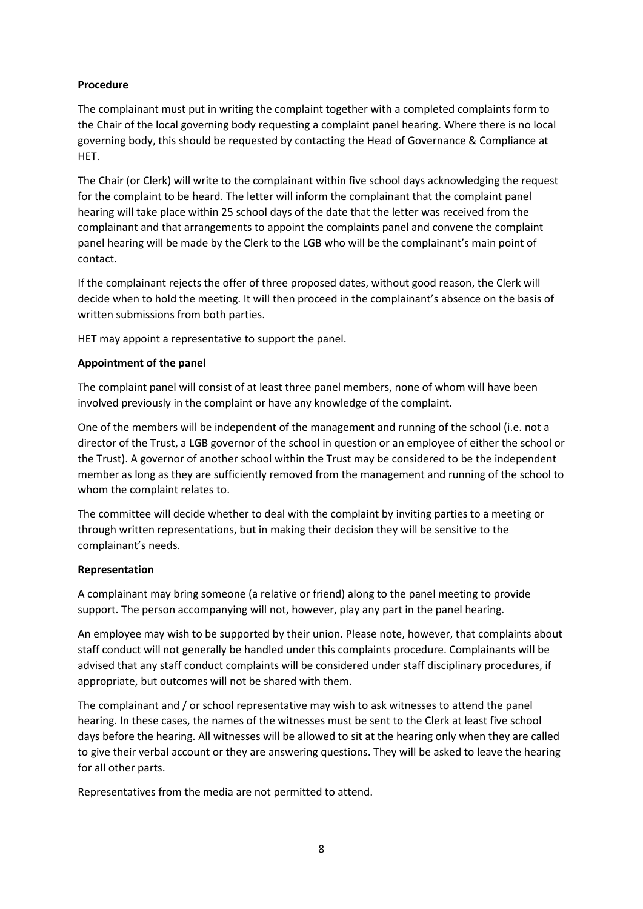**Procedure**

The complainant must put in writing the complaint together with a completed complaints form to the Chair of the local governing body requesting a complaint panel hearing. Where there is no local governing body, this should be requested by contacting the Head of Governance & Compliance at HET.

The Chair (or Clerk) will write to the complainant within five school days acknowledging the request for the complaint to be heard. The letter will inform the complainant that the complaint panel hearing will take place within 25 school days of the date that the letter was received from the complainant and that arrangements to appoint the complaints panel and convene the complaint panel hearing will be made by the Clerk to the LGB who will be the complainant's main point of contact.

If the complainant rejects the offer of three proposed dates, without good reason, the Clerk will decide when to hold the meeting. It will then proceed in the complainant's absence on the basis of written submissions from both parties.

HET may appoint a representative to support the panel.

**Appointment of the panel**

The complaint panel will consist of at least three panel members, none of whom will have been involved previously in the complaint or have any knowledge of the complaint.

One of the members will be independent of the management and running of the school (i.e. not a director of the Trust, a LGB governor of the school in question or an employee of either the school or the Trust). A governor of another school within the Trust may be considered to be the independent member as long as they are sufficiently removed from the management and running of the school to whom the complaint relates to.

The committee will decide whether to deal with the complaint by inviting parties to a meeting or through written representations, but in making their decision they will be sensitive to the complainant's needs.

**Representation**

A complainant may bring someone (a relative or friend) along to the panel meeting to provide support. The person accompanying will not, however, play any part in the panel hearing.

An employee may wish to be supported by their union. Please note, however, that complaints about staff conduct will not generally be handled under this complaints procedure. Complainants will be advised that any staff conduct complaints will be considered under staff disciplinary procedures, if appropriate, but outcomes will not be shared with them.

The complainant and / or school representative may wish to ask witnesses to attend the panel hearing. In these cases, the names of the witnesses must be sent to the Clerk at least five school days before the hearing. All witnesses will be allowed to sit at the hearing only when they are called to give their verbal account or they are answering questions. They will be asked to leave the hearing for all other parts.

Representatives from the media are not permitted to attend.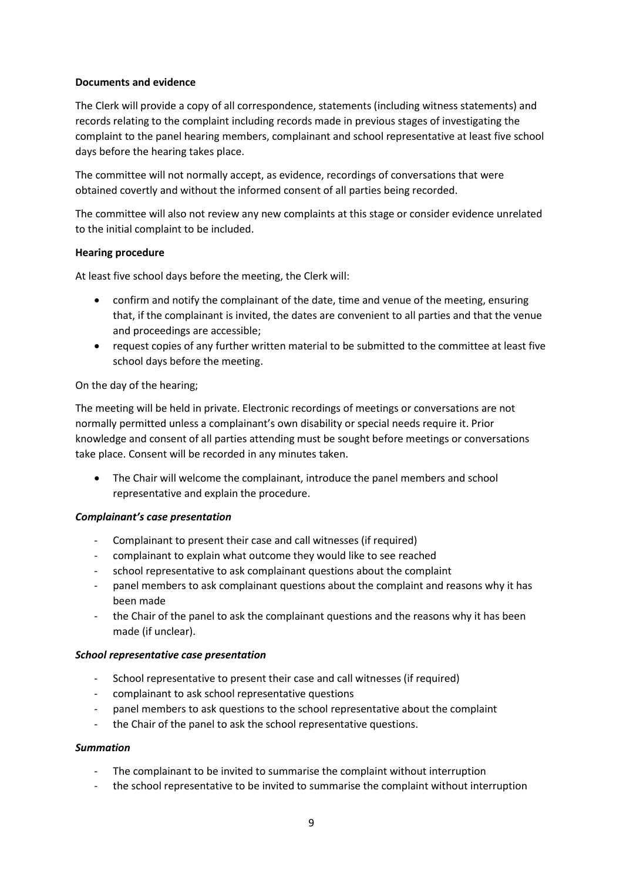**Documents and evidence**

The Clerk will provide a copy of all correspondence, statements (including witness statements) and records relating to the complaint including records made in previous stages of investigating the complaint to the panel hearing members, complainant and school representative at least five school days before the hearing takes place.

The committee will not normally accept, as evidence, recordings of conversations that were obtained covertly and without the informed consent of all parties being recorded.

The committee will also not review any new complaints at this stage or consider evidence unrelated to the initial complaint to be included.

**Hearing procedure**

At least five school days before the meeting, the Clerk will:

- confirm and notify the complainant of the date, time and venue of the meeting, ensuring that, if the complainant is invited, the dates are convenient to all parties and that the venue and proceedings are accessible;
- request copies of any further written material to be submitted to the committee at least five school days before the meeting.

On the day of the hearing;

The meeting will be held in private. Electronic recordings of meetings or conversations are not normally permitted unless a complainant's own disability or special needs require it. Prior knowledge and consent of all parties attending must be sought before meetings or conversations take place. Consent will be recorded in any minutes taken.

- The Chair will welcome the complainant, introduce the panel members and school representative and explain the procedure.

***Complainant's case presentation***

- Complainant to present their case and call witnesses (if required)
- complainant to explain what outcome they would like to see reached
- school representative to ask complainant questions about the complaint
- panel members to ask complainant questions about the complaint and reasons why it has been made
- the Chair of the panel to ask the complainant questions and the reasons why it has been made (if unclear).

***School representative case presentation***

- School representative to present their case and call witnesses (if required)
- complainant to ask school representative questions
- panel members to ask questions to the school representative about the complaint
- the Chair of the panel to ask the school representative questions.

***Summation***

- The complainant to be invited to summarise the complaint without interruption
- the school representative to be invited to summarise the complaint without interruption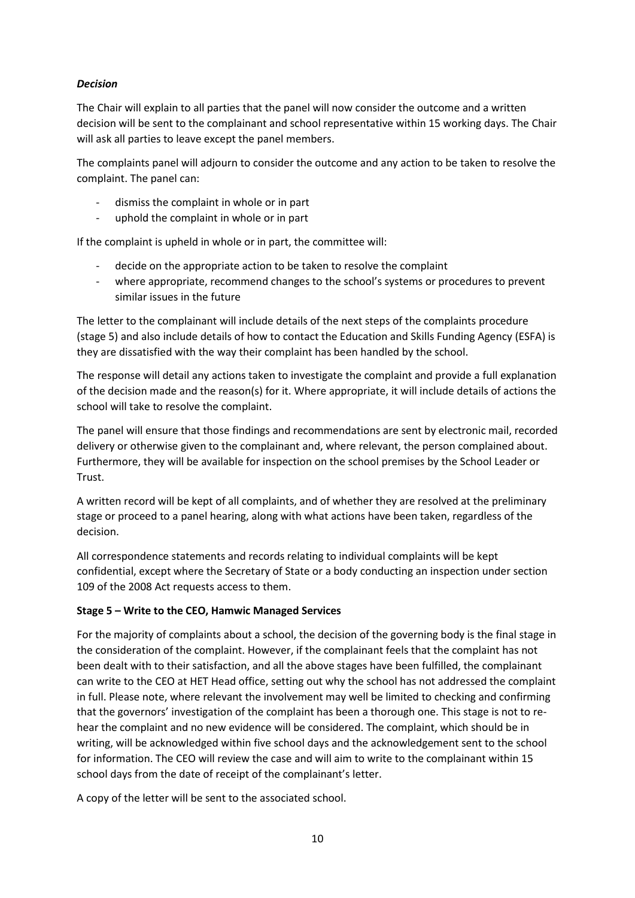***Decision***

The Chair will explain to all parties that the panel will now consider the outcome and a written decision will be sent to the complainant and school representative within 15 working days. The Chair will ask all parties to leave except the panel members.

The complaints panel will adjourn to consider the outcome and any action to be taken to resolve the complaint. The panel can:

- dismiss the complaint in whole or in part
- uphold the complaint in whole or in part

If the complaint is upheld in whole or in part, the committee will:

- decide on the appropriate action to be taken to resolve the complaint
- where appropriate, recommend changes to the school's systems or procedures to prevent similar issues in the future

The letter to the complainant will include details of the next steps of the complaints procedure (stage 5) and also include details of how to contact the Education and Skills Funding Agency (ESFA) is they are dissatisfied with the way their complaint has been handled by the school.

The response will detail any actions taken to investigate the complaint and provide a full explanation of the decision made and the reason(s) for it. Where appropriate, it will include details of actions the school will take to resolve the complaint.

The panel will ensure that those findings and recommendations are sent by electronic mail, recorded delivery or otherwise given to the complainant and, where relevant, the person complained about. Furthermore, they will be available for inspection on the school premises by the School Leader or Trust.

A written record will be kept of all complaints, and of whether they are resolved at the preliminary stage or proceed to a panel hearing, along with what actions have been taken, regardless of the decision.

All correspondence statements and records relating to individual complaints will be kept confidential, except where the Secretary of State or a body conducting an inspection under section 109 of the 2008 Act requests access to them.

**Stage 5 – Write to the CEO, Hamwic Managed Services**

For the majority of complaints about a school, the decision of the governing body is the final stage in the consideration of the complaint. However, if the complainant feels that the complaint has not been dealt with to their satisfaction, and all the above stages have been fulfilled, the complainant can write to the CEO at HET Head office, setting out why the school has not addressed the complaint in full. Please note, where relevant the involvement may well be limited to checking and confirming that the governors' investigation of the complaint has been a thorough one. This stage is not to re-hear the complaint and no new evidence will be considered. The complaint, which should be in writing, will be acknowledged within five school days and the acknowledgement sent to the school for information. The CEO will review the case and will aim to write to the complainant within 15 school days from the date of receipt of the complainant's letter.

A copy of the letter will be sent to the associated school.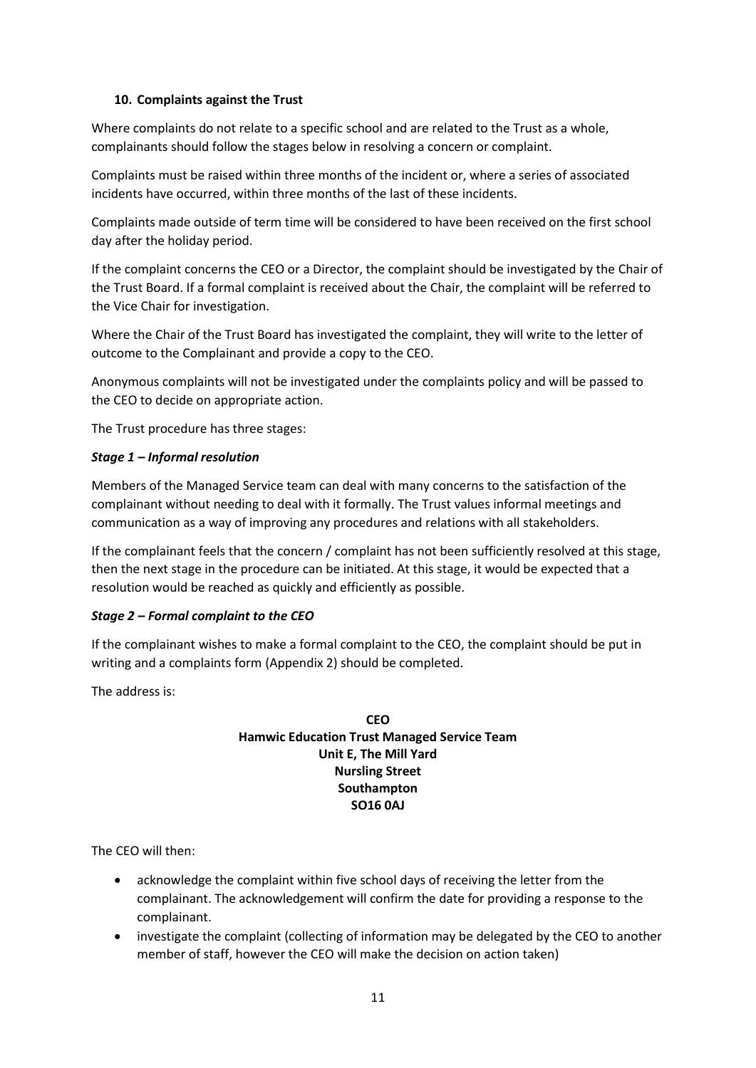## 10. Complaints against the Trust

Where complaints do not relate to a specific school and are related to the Trust as a whole, complainants should follow the stages below in resolving a concern or complaint.

Complaints must be raised within three months of the incident or, where a series of associated incidents have occurred, within three months of the last of these incidents.

Complaints made outside of term time will be considered to have been received on the first school day after the holiday period.

If the complaint concerns the CEO or a Director, the complaint should be investigated by the Chair of the Trust Board. If a formal complaint is received about the Chair, the complaint will be referred to the Vice Chair for investigation.

Where the Chair of the Trust Board has investigated the complaint, they will write to the letter of outcome to the Complainant and provide a copy to the CEO.

Anonymous complaints will not be investigated under the complaints policy and will be passed to the CEO to decide on appropriate action.

The Trust procedure has three stages:

### *Stage 1 – Informal resolution*

Members of the Managed Service team can deal with many concerns to the satisfaction of the complainant without needing to deal with it formally. The Trust values informal meetings and communication as a way of improving any procedures and relations with all stakeholders.

If the complainant feels that the concern / complaint has not been sufficiently resolved at this stage, then the next stage in the procedure can be initiated. At this stage, it would be expected that a resolution would be reached as quickly and efficiently as possible.

### *Stage 2 – Formal complaint to the CEO*

If the complainant wishes to make a formal complaint to the CEO, the complaint should be put in writing and a complaints form (Appendix 2) should be completed.

The address is:

**CEO**
**Hamwic Education Trust Managed Service Team**
**Unit E, The Mill Yard**
**Nursling Street**
**Southampton**
**SO16 0AJ**

The CEO will then:

- acknowledge the complaint within five school days of receiving the letter from the complainant. The acknowledgement will confirm the date for providing a response to the complainant.
- investigate the complaint (collecting of information may be delegated by the CEO to another member of staff, however the CEO will make the decision on action taken)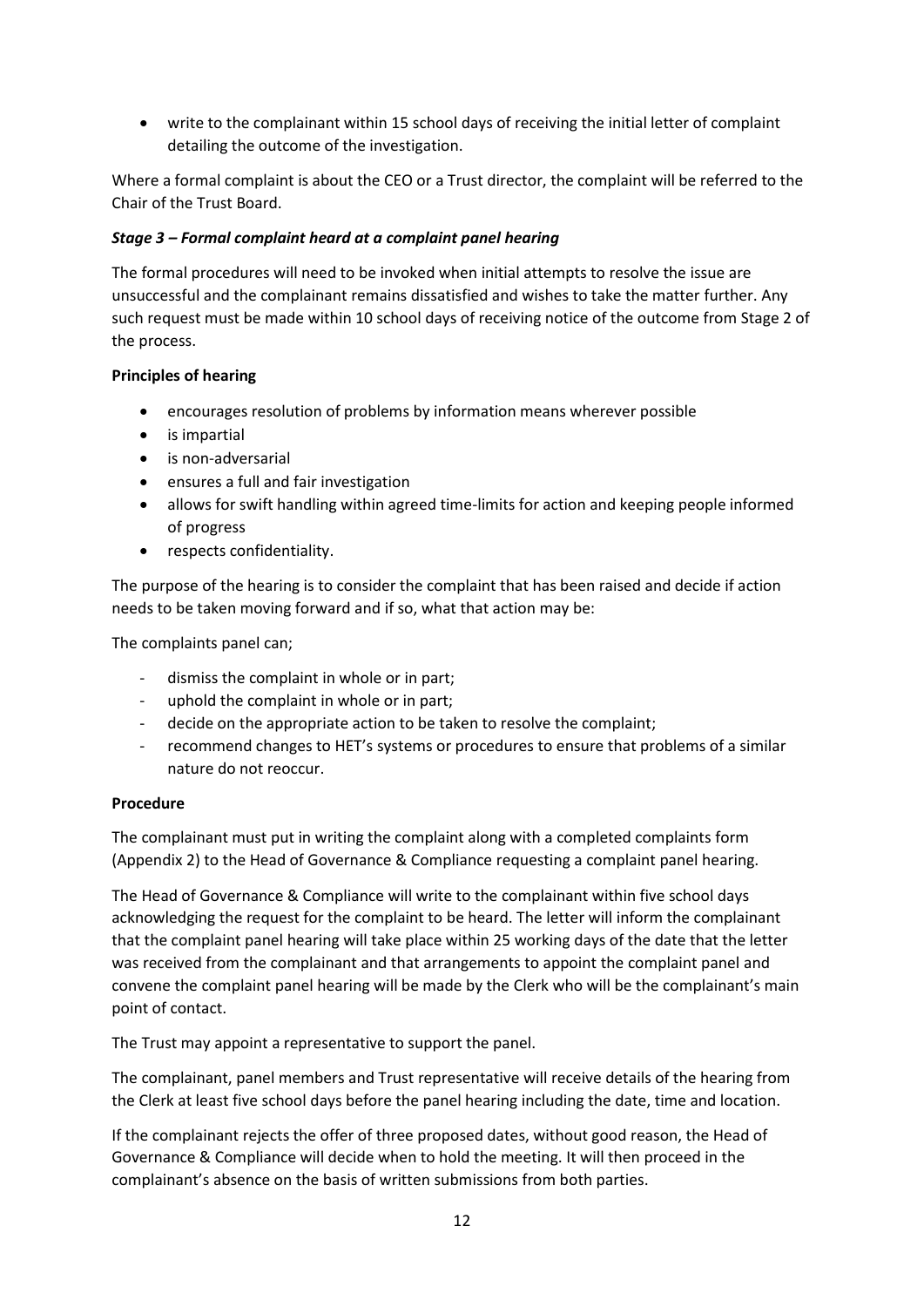- write to the complainant within 15 school days of receiving the initial letter of complaint detailing the outcome of the investigation.

Where a formal complaint is about the CEO or a Trust director, the complaint will be referred to the Chair of the Trust Board.

### *Stage 3 – Formal complaint heard at a complaint panel hearing*

The formal procedures will need to be invoked when initial attempts to resolve the issue are unsuccessful and the complainant remains dissatisfied and wishes to take the matter further. Any such request must be made within 10 school days of receiving notice of the outcome from Stage 2 of the process.

**Principles of hearing**

- encourages resolution of problems by information means wherever possible
- is impartial
- is non-adversarial
- ensures a full and fair investigation
- allows for swift handling within agreed time-limits for action and keeping people informed of progress
- respects confidentiality.

The purpose of the hearing is to consider the complaint that has been raised and decide if action needs to be taken moving forward and if so, what that action may be:

The complaints panel can;

- dismiss the complaint in whole or in part;
- uphold the complaint in whole or in part;
- decide on the appropriate action to be taken to resolve the complaint;
- recommend changes to HET's systems or procedures to ensure that problems of a similar nature do not reoccur.

**Procedure**

The complainant must put in writing the complaint along with a completed complaints form (Appendix 2) to the Head of Governance & Compliance requesting a complaint panel hearing.

The Head of Governance & Compliance will write to the complainant within five school days acknowledging the request for the complaint to be heard. The letter will inform the complainant that the complaint panel hearing will take place within 25 working days of the date that the letter was received from the complainant and that arrangements to appoint the complaint panel and convene the complaint panel hearing will be made by the Clerk who will be the complainant's main point of contact.

The Trust may appoint a representative to support the panel.

The complainant, panel members and Trust representative will receive details of the hearing from the Clerk at least five school days before the panel hearing including the date, time and location.

If the complainant rejects the offer of three proposed dates, without good reason, the Head of Governance & Compliance will decide when to hold the meeting. It will then proceed in the complainant's absence on the basis of written submissions from both parties.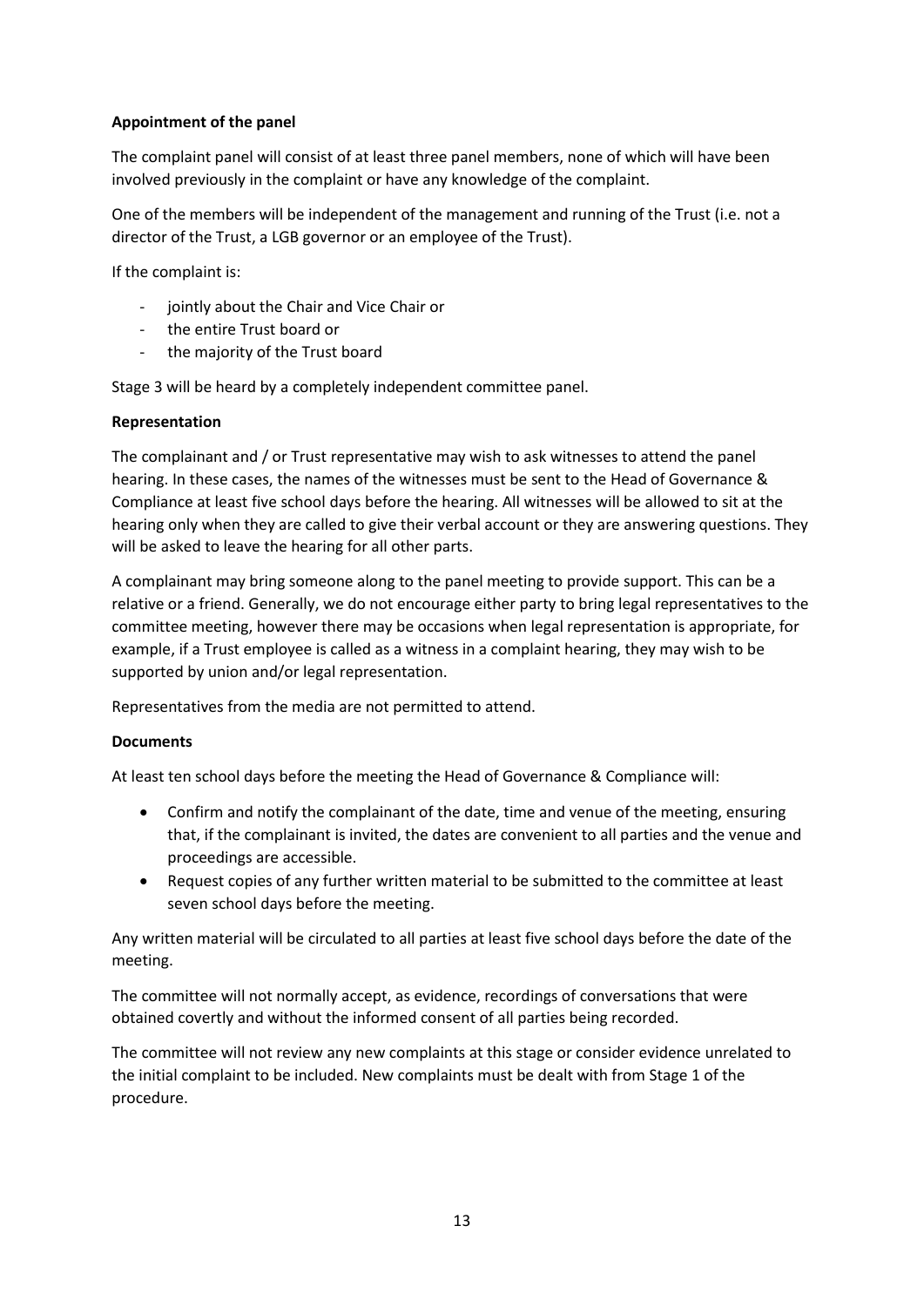**Appointment of the panel**

The complaint panel will consist of at least three panel members, none of which will have been involved previously in the complaint or have any knowledge of the complaint.

One of the members will be independent of the management and running of the Trust (i.e. not a director of the Trust, a LGB governor or an employee of the Trust).

If the complaint is:

- jointly about the Chair and Vice Chair or
- the entire Trust board or
- the majority of the Trust board

Stage 3 will be heard by a completely independent committee panel.

**Representation**

The complainant and / or Trust representative may wish to ask witnesses to attend the panel hearing. In these cases, the names of the witnesses must be sent to the Head of Governance & Compliance at least five school days before the hearing. All witnesses will be allowed to sit at the hearing only when they are called to give their verbal account or they are answering questions. They will be asked to leave the hearing for all other parts.

A complainant may bring someone along to the panel meeting to provide support. This can be a relative or a friend. Generally, we do not encourage either party to bring legal representatives to the committee meeting, however there may be occasions when legal representation is appropriate, for example, if a Trust employee is called as a witness in a complaint hearing, they may wish to be supported by union and/or legal representation.

Representatives from the media are not permitted to attend.

**Documents**

At least ten school days before the meeting the Head of Governance & Compliance will:

- Confirm and notify the complainant of the date, time and venue of the meeting, ensuring that, if the complainant is invited, the dates are convenient to all parties and the venue and proceedings are accessible.
- Request copies of any further written material to be submitted to the committee at least seven school days before the meeting.

Any written material will be circulated to all parties at least five school days before the date of the meeting.

The committee will not normally accept, as evidence, recordings of conversations that were obtained covertly and without the informed consent of all parties being recorded.

The committee will not review any new complaints at this stage or consider evidence unrelated to the initial complaint to be included. New complaints must be dealt with from Stage 1 of the procedure.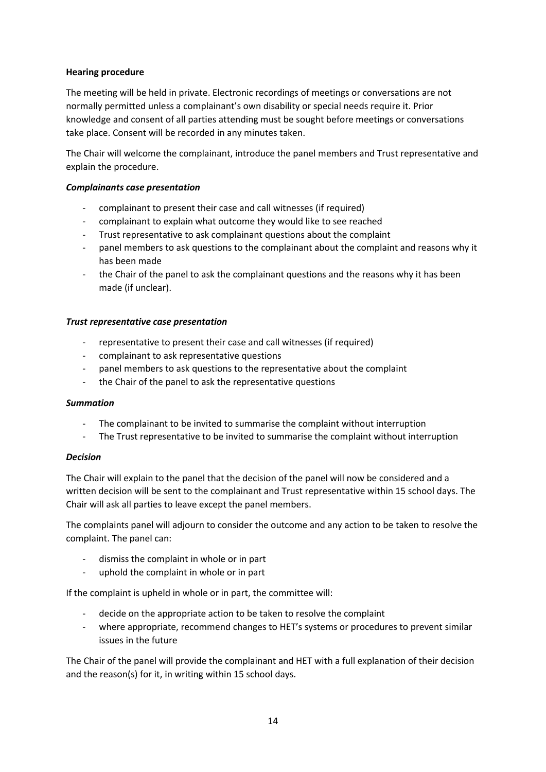**Hearing procedure**

The meeting will be held in private. Electronic recordings of meetings or conversations are not normally permitted unless a complainant's own disability or special needs require it. Prior knowledge and consent of all parties attending must be sought before meetings or conversations take place. Consent will be recorded in any minutes taken.

The Chair will welcome the complainant, introduce the panel members and Trust representative and explain the procedure.

***Complainants case presentation***

- complainant to present their case and call witnesses (if required)
- complainant to explain what outcome they would like to see reached
- Trust representative to ask complainant questions about the complaint
- panel members to ask questions to the complainant about the complaint and reasons why it has been made
- the Chair of the panel to ask the complainant questions and the reasons why it has been made (if unclear).

***Trust representative case presentation***

- representative to present their case and call witnesses (if required)
- complainant to ask representative questions
- panel members to ask questions to the representative about the complaint
- the Chair of the panel to ask the representative questions

***Summation***

- The complainant to be invited to summarise the complaint without interruption
- The Trust representative to be invited to summarise the complaint without interruption

***Decision***

The Chair will explain to the panel that the decision of the panel will now be considered and a written decision will be sent to the complainant and Trust representative within 15 school days. The Chair will ask all parties to leave except the panel members.

The complaints panel will adjourn to consider the outcome and any action to be taken to resolve the complaint. The panel can:

- dismiss the complaint in whole or in part
- uphold the complaint in whole or in part

If the complaint is upheld in whole or in part, the committee will:

- decide on the appropriate action to be taken to resolve the complaint
- where appropriate, recommend changes to HET's systems or procedures to prevent similar issues in the future

The Chair of the panel will provide the complainant and HET with a full explanation of their decision and the reason(s) for it, in writing within 15 school days.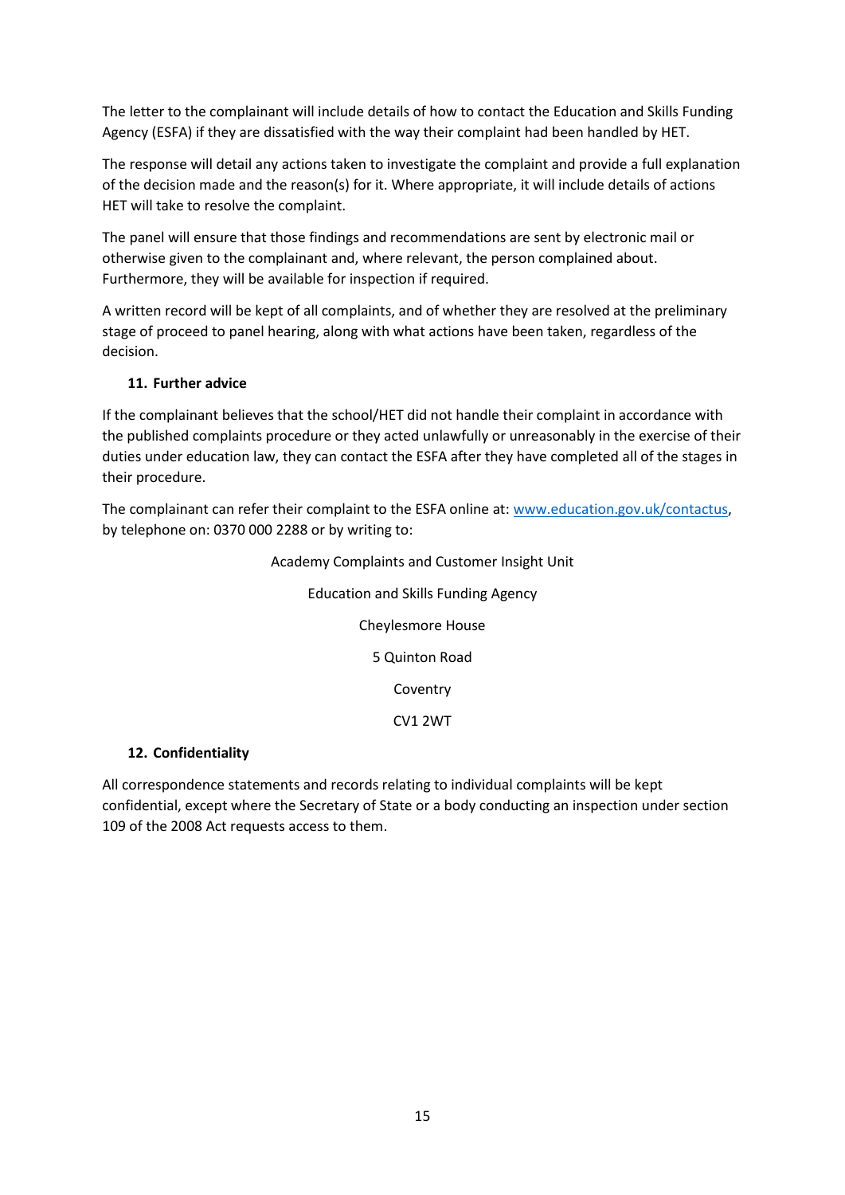The letter to the complainant will include details of how to contact the Education and Skills Funding Agency (ESFA) if they are dissatisfied with the way their complaint had been handled by HET.

The response will detail any actions taken to investigate the complaint and provide a full explanation of the decision made and the reason(s) for it. Where appropriate, it will include details of actions HET will take to resolve the complaint.

The panel will ensure that those findings and recommendations are sent by electronic mail or otherwise given to the complainant and, where relevant, the person complained about. Furthermore, they will be available for inspection if required.

A written record will be kept of all complaints, and of whether they are resolved at the preliminary stage of proceed to panel hearing, along with what actions have been taken, regardless of the decision.

### 11. Further advice

If the complainant believes that the school/HET did not handle their complaint in accordance with the published complaints procedure or they acted unlawfully or unreasonably in the exercise of their duties under education law, they can contact the ESFA after they have completed all of the stages in their procedure.

The complainant can refer their complaint to the ESFA online at: [www.education.gov.uk/contactus](www.education.gov.uk/contactus), by telephone on: 0370 000 2288 or by writing to:

Academy Complaints and Customer Insight Unit

Education and Skills Funding Agency

Cheylesmore House

5 Quinton Road

Coventry

CV1 2WT

### 12. Confidentiality

All correspondence statements and records relating to individual complaints will be kept confidential, except where the Secretary of State or a body conducting an inspection under section 109 of the 2008 Act requests access to them.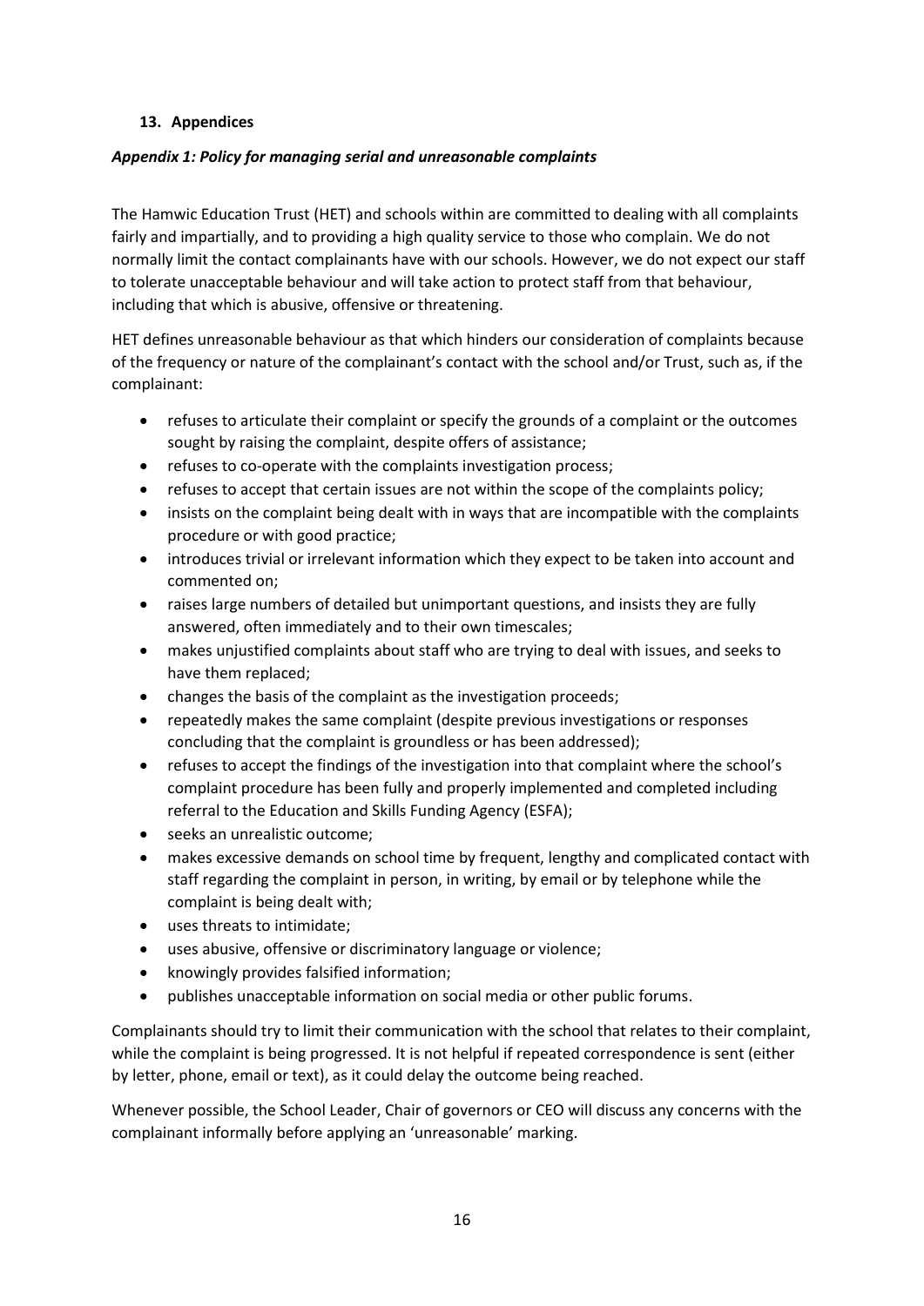## 13. Appendices

### *Appendix 1: Policy for managing serial and unreasonable complaints*

The Hamwic Education Trust (HET) and schools within are committed to dealing with all complaints fairly and impartially, and to providing a high quality service to those who complain. We do not normally limit the contact complainants have with our schools. However, we do not expect our staff to tolerate unacceptable behaviour and will take action to protect staff from that behaviour, including that which is abusive, offensive or threatening.

HET defines unreasonable behaviour as that which hinders our consideration of complaints because of the frequency or nature of the complainant's contact with the school and/or Trust, such as, if the complainant:

- refuses to articulate their complaint or specify the grounds of a complaint or the outcomes sought by raising the complaint, despite offers of assistance;
- refuses to co-operate with the complaints investigation process;
- refuses to accept that certain issues are not within the scope of the complaints policy;
- insists on the complaint being dealt with in ways that are incompatible with the complaints procedure or with good practice;
- introduces trivial or irrelevant information which they expect to be taken into account and commented on;
- raises large numbers of detailed but unimportant questions, and insists they are fully answered, often immediately and to their own timescales;
- makes unjustified complaints about staff who are trying to deal with issues, and seeks to have them replaced;
- changes the basis of the complaint as the investigation proceeds;
- repeatedly makes the same complaint (despite previous investigations or responses concluding that the complaint is groundless or has been addressed);
- refuses to accept the findings of the investigation into that complaint where the school's complaint procedure has been fully and properly implemented and completed including referral to the Education and Skills Funding Agency (ESFA);
- seeks an unrealistic outcome;
- makes excessive demands on school time by frequent, lengthy and complicated contact with staff regarding the complaint in person, in writing, by email or by telephone while the complaint is being dealt with;
- uses threats to intimidate;
- uses abusive, offensive or discriminatory language or violence;
- knowingly provides falsified information;
- publishes unacceptable information on social media or other public forums.

Complainants should try to limit their communication with the school that relates to their complaint, while the complaint is being progressed. It is not helpful if repeated correspondence is sent (either by letter, phone, email or text), as it could delay the outcome being reached.

Whenever possible, the School Leader, Chair of governors or CEO will discuss any concerns with the complainant informally before applying an 'unreasonable' marking.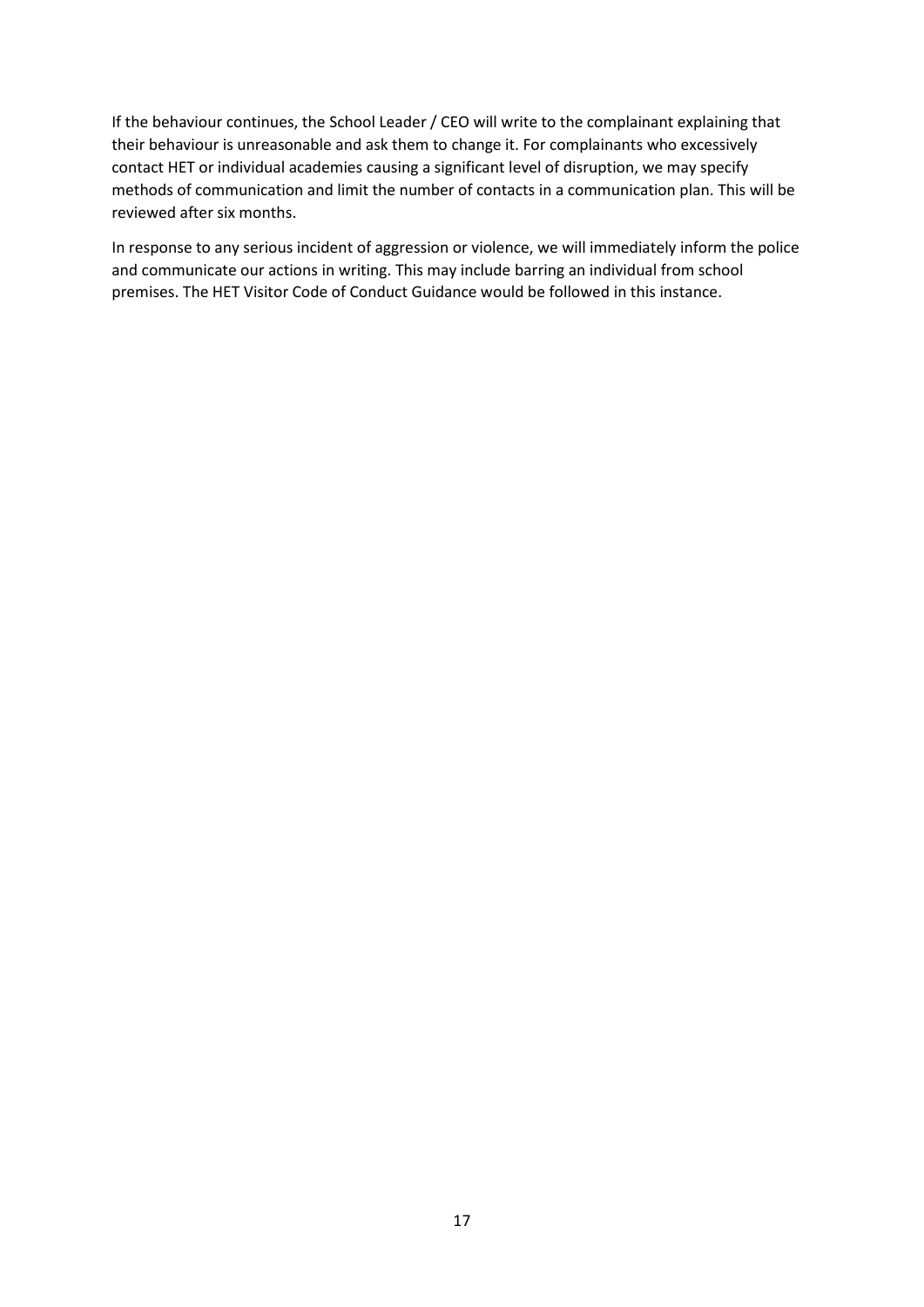If the behaviour continues, the School Leader / CEO will write to the complainant explaining that their behaviour is unreasonable and ask them to change it. For complainants who excessively contact HET or individual academies causing a significant level of disruption, we may specify methods of communication and limit the number of contacts in a communication plan. This will be reviewed after six months.

In response to any serious incident of aggression or violence, we will immediately inform the police and communicate our actions in writing. This may include barring an individual from school premises. The HET Visitor Code of Conduct Guidance would be followed in this instance.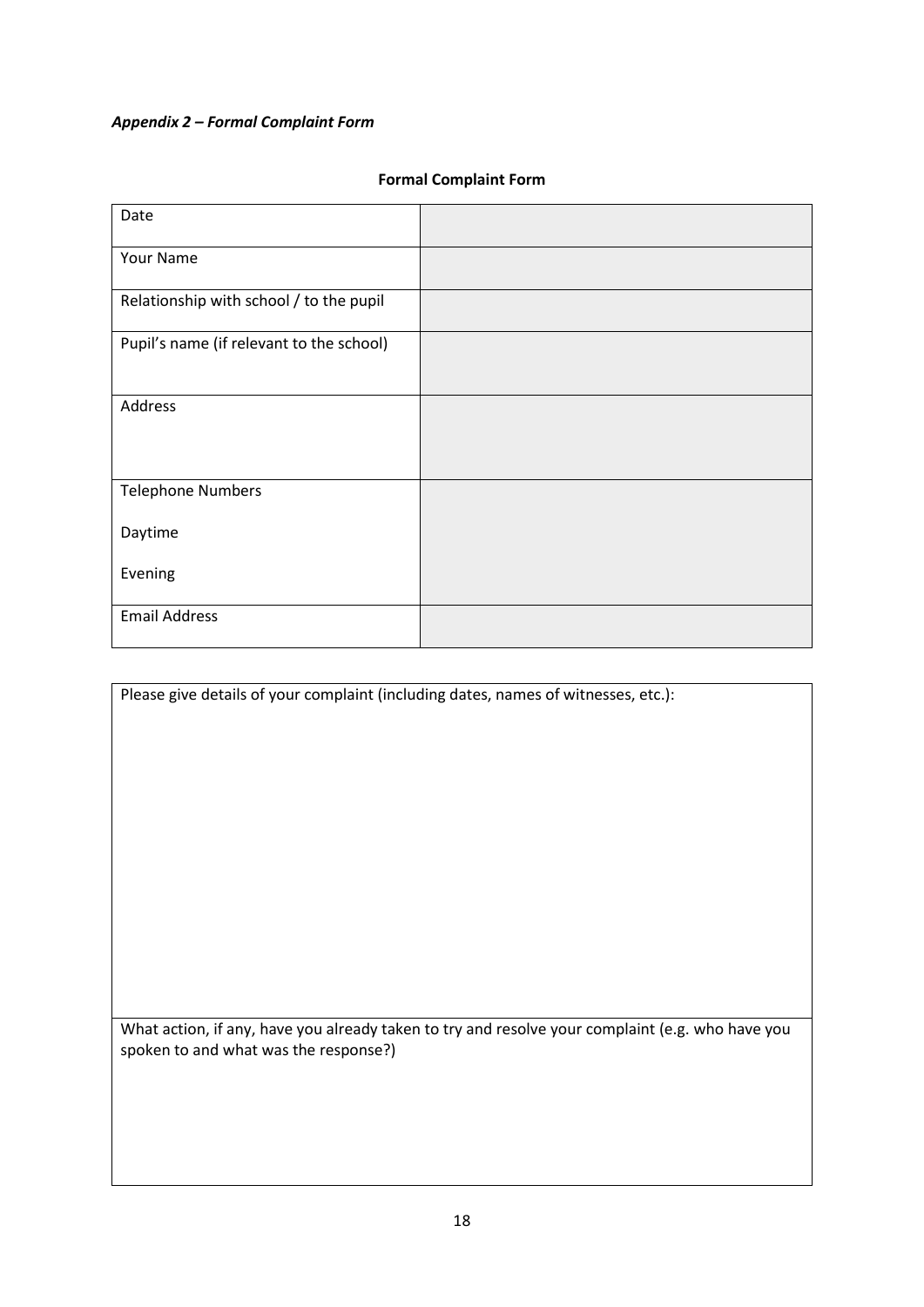***Appendix 2 – Formal Complaint Form***

**Formal Complaint Form**

| | |
|---|---|
| Date | |
| Your Name | |
| Relationship with school / to the pupil | |
| Pupil's name (if relevant to the school) | |
| Address | |
| Telephone Numbers<br><br>Daytime<br><br>Evening | |
| Email Address | |

| |
|---|
| Please give details of your complaint (including dates, names of witnesses, etc.): |
| What action, if any, have you already taken to try and resolve your complaint (e.g. who have you spoken to and what was the response?) |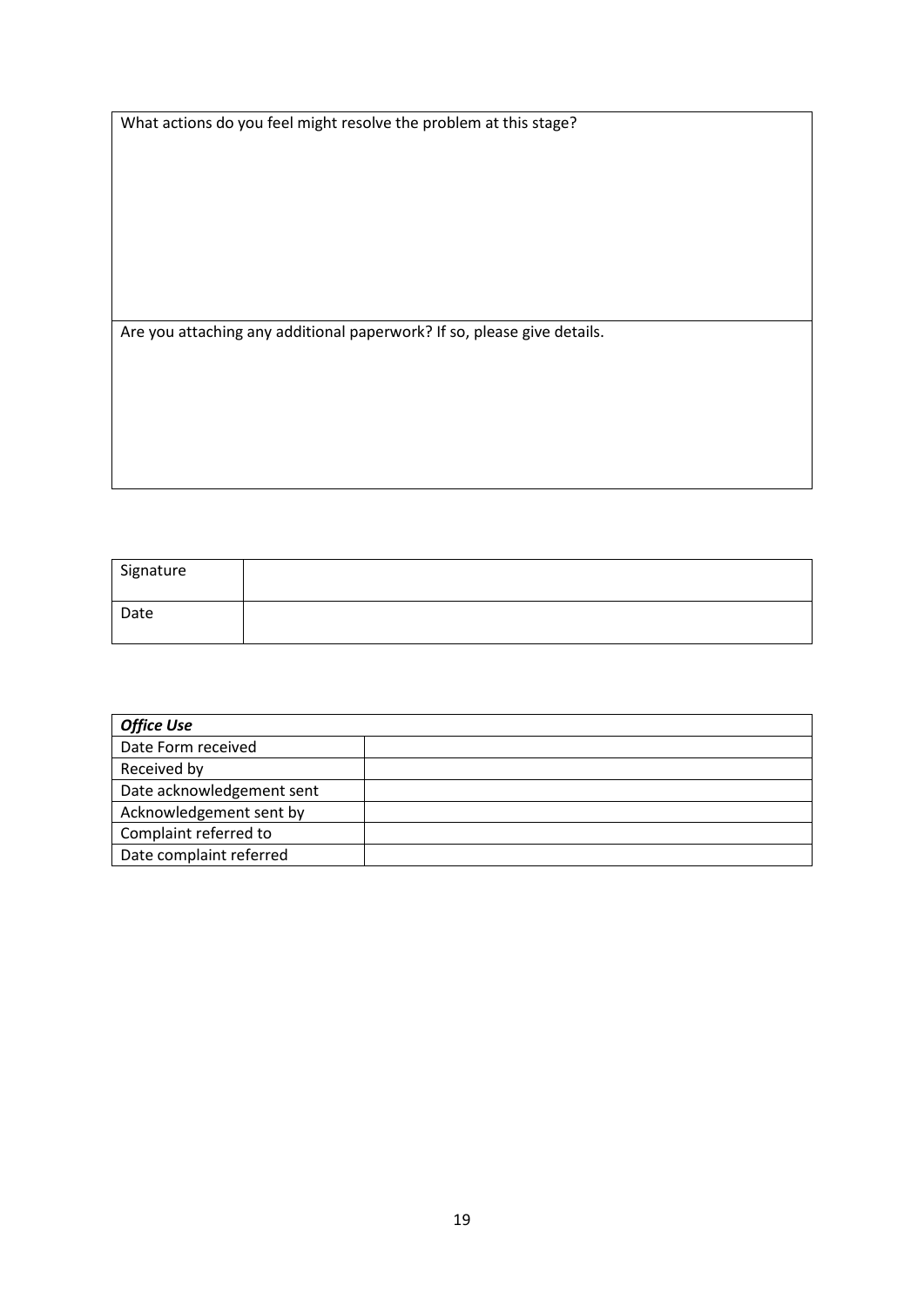| |
|---|
| What actions do you feel might resolve the problem at this stage? |
| Are you attaching any additional paperwork? If so, please give details. |

| | |
|---|---|
| Signature | |
| Date | |

| ***Office Use*** | |
|---|---|
| Date Form received | |
| Received by | |
| Date acknowledgement sent | |
| Acknowledgement sent by | |
| Complaint referred to | |
| Date complaint referred | |